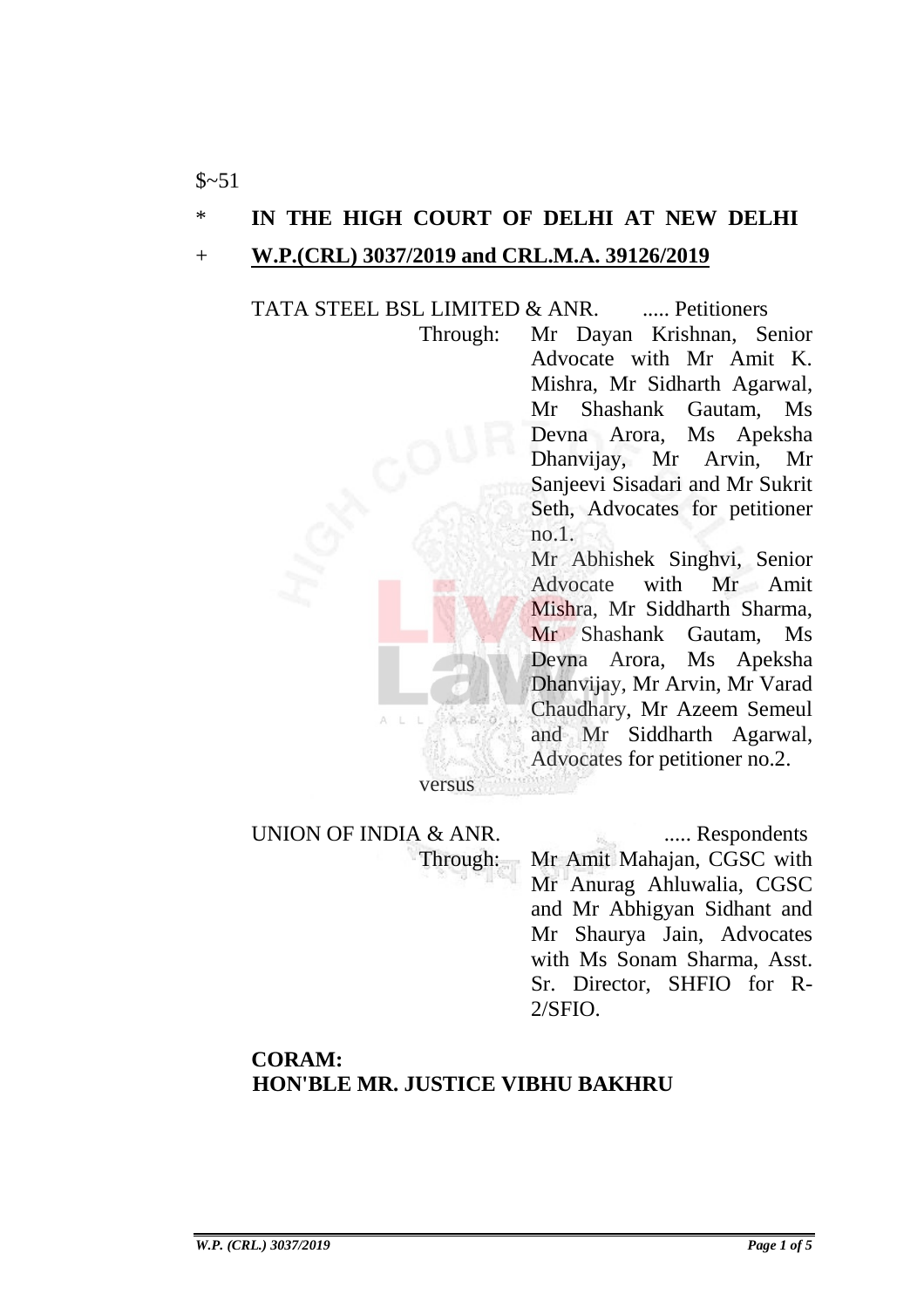$~51

\* **IN THE HIGH COURT OF DELHI AT NEW DELHI**

\+ **W.P.(CRL) 3037/2019 and CRL.M.A. 39126/2019**

TATA STEEL BSL LIMITED & ANR. ..... Petitioners

Through: Mr Dayan Krishnan, Senior Advocate with Mr Amit K. Mishra, Mr Sidharth Agarwal, Mr Shashank Gautam, Ms Devna Arora, Ms Apeksha Dhanvijay, Mr Arvin, Mr Sanjeevi Sisadari and Mr Sukrit Seth, Advocates for petitioner no.1.

Mr Abhishek Singhvi, Senior Advocate with Mr Amit Mishra, Mr Siddharth Sharma, Mr Shashank Gautam, Ms Devna Arora, Ms Apeksha Dhanvijay, Mr Arvin, Mr Varad Chaudhary, Mr Azeem Semeul and Mr Siddharth Agarwal, Advocates for petitioner no.2.

versus

UNION OF INDIA & ANR. ..... Respondents

Through: Mr Amit Mahajan, CGSC with Mr Anurag Ahluwalia, CGSC and Mr Abhigyan Sidhant and Mr Shaurya Jain, Advocates with Ms Sonam Sharma, Asst. Sr. Director, SHFIO for R-2/SFIO.

**CORAM:**
**HON'BLE MR. JUSTICE VIBHU BAKHRU**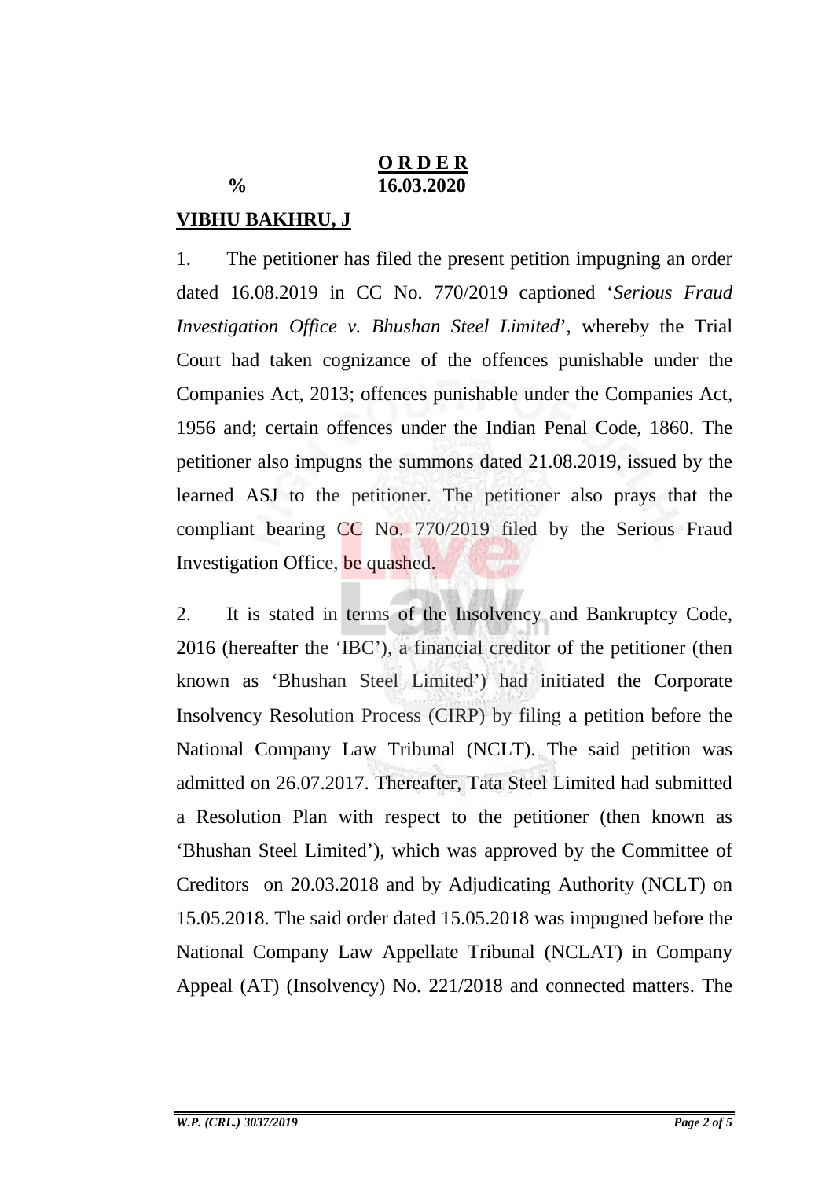**O R D E R**

**%** **16.03.2020**

**VIBHU BAKHRU, J**

1. The petitioner has filed the present petition impugning an order dated 16.08.2019 in CC No. 770/2019 captioned '*Serious Fraud Investigation Office v. Bhushan Steel Limited*', whereby the Trial Court had taken cognizance of the offences punishable under the Companies Act, 2013; offences punishable under the Companies Act, 1956 and; certain offences under the Indian Penal Code, 1860. The petitioner also impugns the summons dated 21.08.2019, issued by the learned ASJ to the petitioner. The petitioner also prays that the compliant bearing CC No. 770/2019 filed by the Serious Fraud Investigation Office, be quashed.

2. It is stated in terms of the Insolvency and Bankruptcy Code, 2016 (hereafter the 'IBC'), a financial creditor of the petitioner (then known as 'Bhushan Steel Limited') had initiated the Corporate Insolvency Resolution Process (CIRP) by filing a petition before the National Company Law Tribunal (NCLT). The said petition was admitted on 26.07.2017. Thereafter, Tata Steel Limited had submitted a Resolution Plan with respect to the petitioner (then known as 'Bhushan Steel Limited'), which was approved by the Committee of Creditors on 20.03.2018 and by Adjudicating Authority (NCLT) on 15.05.2018. The said order dated 15.05.2018 was impugned before the National Company Law Appellate Tribunal (NCLAT) in Company Appeal (AT) (Insolvency) No. 221/2018 and connected matters. The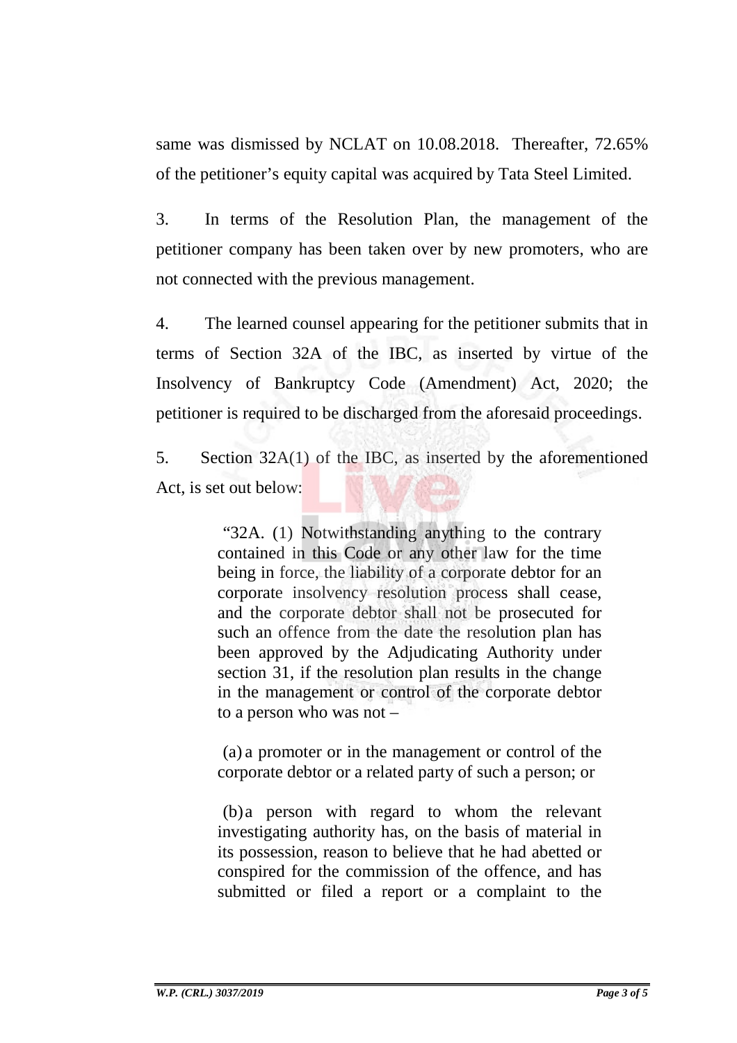same was dismissed by NCLAT on 10.08.2018. Thereafter, 72.65% of the petitioner's equity capital was acquired by Tata Steel Limited.

3. In terms of the Resolution Plan, the management of the petitioner company has been taken over by new promoters, who are not connected with the previous management.

4. The learned counsel appearing for the petitioner submits that in terms of Section 32A of the IBC, as inserted by virtue of the Insolvency of Bankruptcy Code (Amendment) Act, 2020; the petitioner is required to be discharged from the aforesaid proceedings.

5. Section 32A(1) of the IBC, as inserted by the aforementioned Act, is set out below:

> "32A. (1) Notwithstanding anything to the contrary contained in this Code or any other law for the time being in force, the liability of a corporate debtor for an corporate insolvency resolution process shall cease, and the corporate debtor shall not be prosecuted for such an offence from the date the resolution plan has been approved by the Adjudicating Authority under section 31, if the resolution plan results in the change in the management or control of the corporate debtor to a person who was not –
>
> (a) a promoter or in the management or control of the corporate debtor or a related party of such a person; or
>
> (b) a person with regard to whom the relevant investigating authority has, on the basis of material in its possession, reason to believe that he had abetted or conspired for the commission of the offence, and has submitted or filed a report or a complaint to the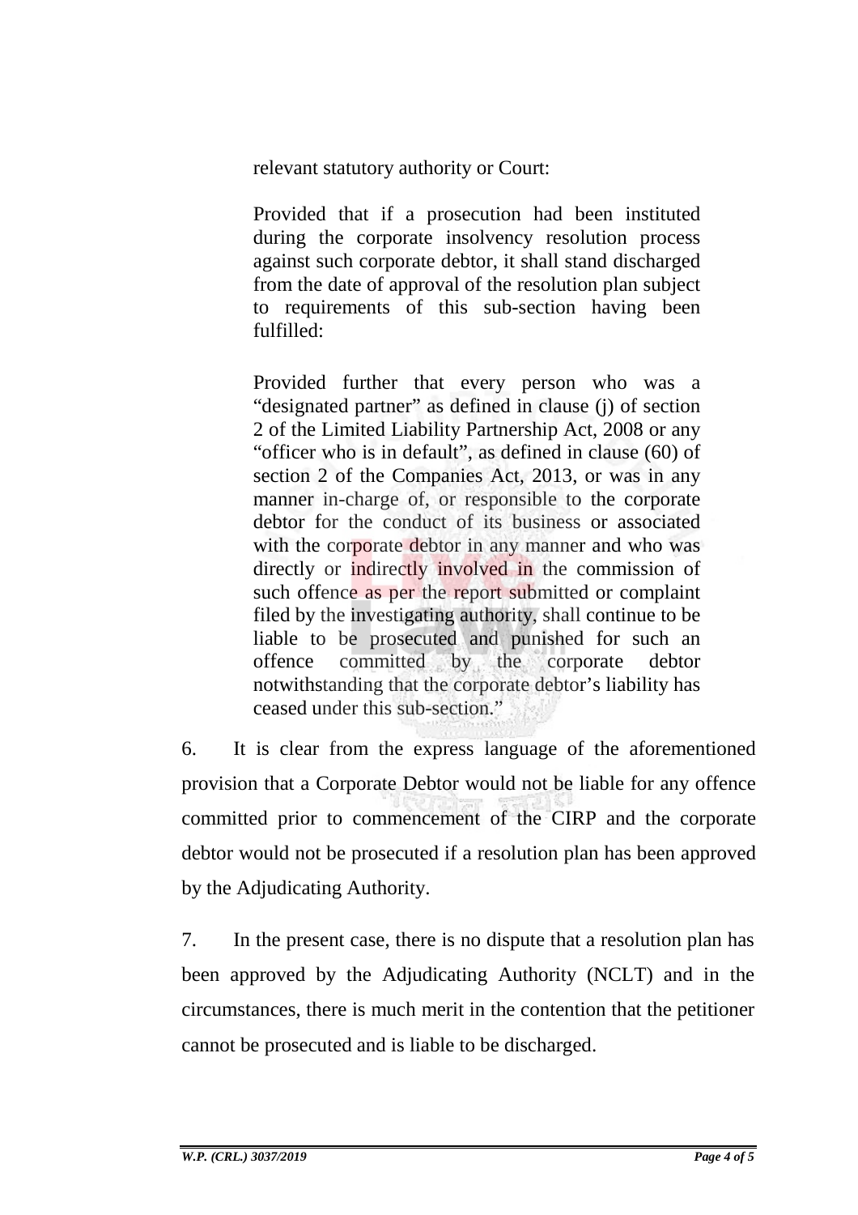> relevant statutory authority or Court:
>
> Provided that if a prosecution had been instituted during the corporate insolvency resolution process against such corporate debtor, it shall stand discharged from the date of approval of the resolution plan subject to requirements of this sub-section having been fulfilled:
>
> Provided further that every person who was a "designated partner" as defined in clause (j) of section 2 of the Limited Liability Partnership Act, 2008 or any "officer who is in default", as defined in clause (60) of section 2 of the Companies Act, 2013, or was in any manner in-charge of, or responsible to the corporate debtor for the conduct of its business or associated with the corporate debtor in any manner and who was directly or indirectly involved in the commission of such offence as per the report submitted or complaint filed by the investigating authority, shall continue to be liable to be prosecuted and punished for such an offence committed by the corporate debtor notwithstanding that the corporate debtor's liability has ceased under this sub-section."

6. It is clear from the express language of the aforementioned provision that a Corporate Debtor would not be liable for any offence committed prior to commencement of the CIRP and the corporate debtor would not be prosecuted if a resolution plan has been approved by the Adjudicating Authority.

7. In the present case, there is no dispute that a resolution plan has been approved by the Adjudicating Authority (NCLT) and in the circumstances, there is much merit in the contention that the petitioner cannot be prosecuted and is liable to be discharged.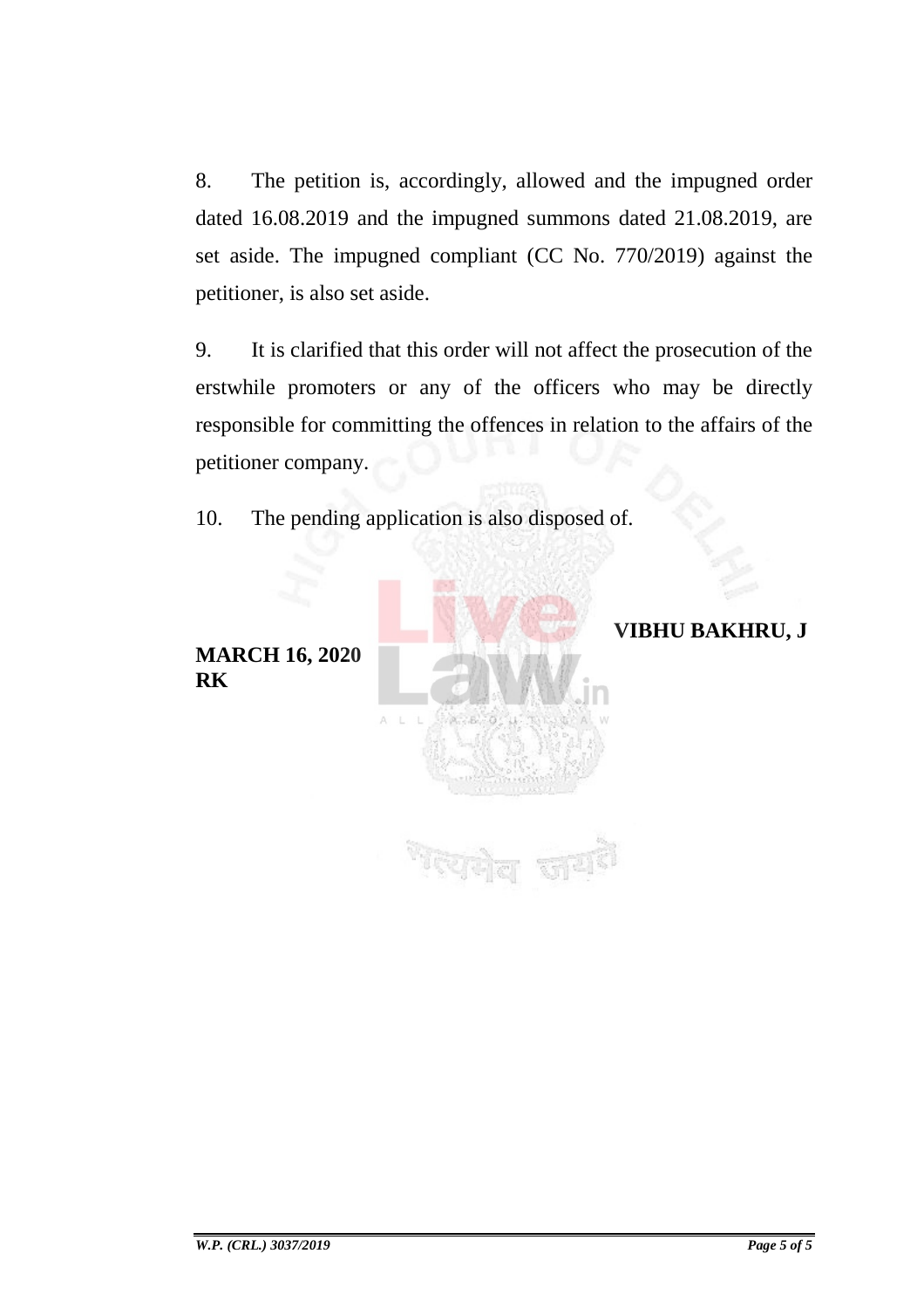8. The petition is, accordingly, allowed and the impugned order dated 16.08.2019 and the impugned summons dated 21.08.2019, are set aside. The impugned compliant (CC No. 770/2019) against the petitioner, is also set aside.

9. It is clarified that this order will not affect the prosecution of the erstwhile promoters or any of the officers who may be directly responsible for committing the offences in relation to the affairs of the petitioner company.

10. The pending application is also disposed of.

**VIBHU BAKHRU, J**

**MARCH 16, 2020**
**RK**